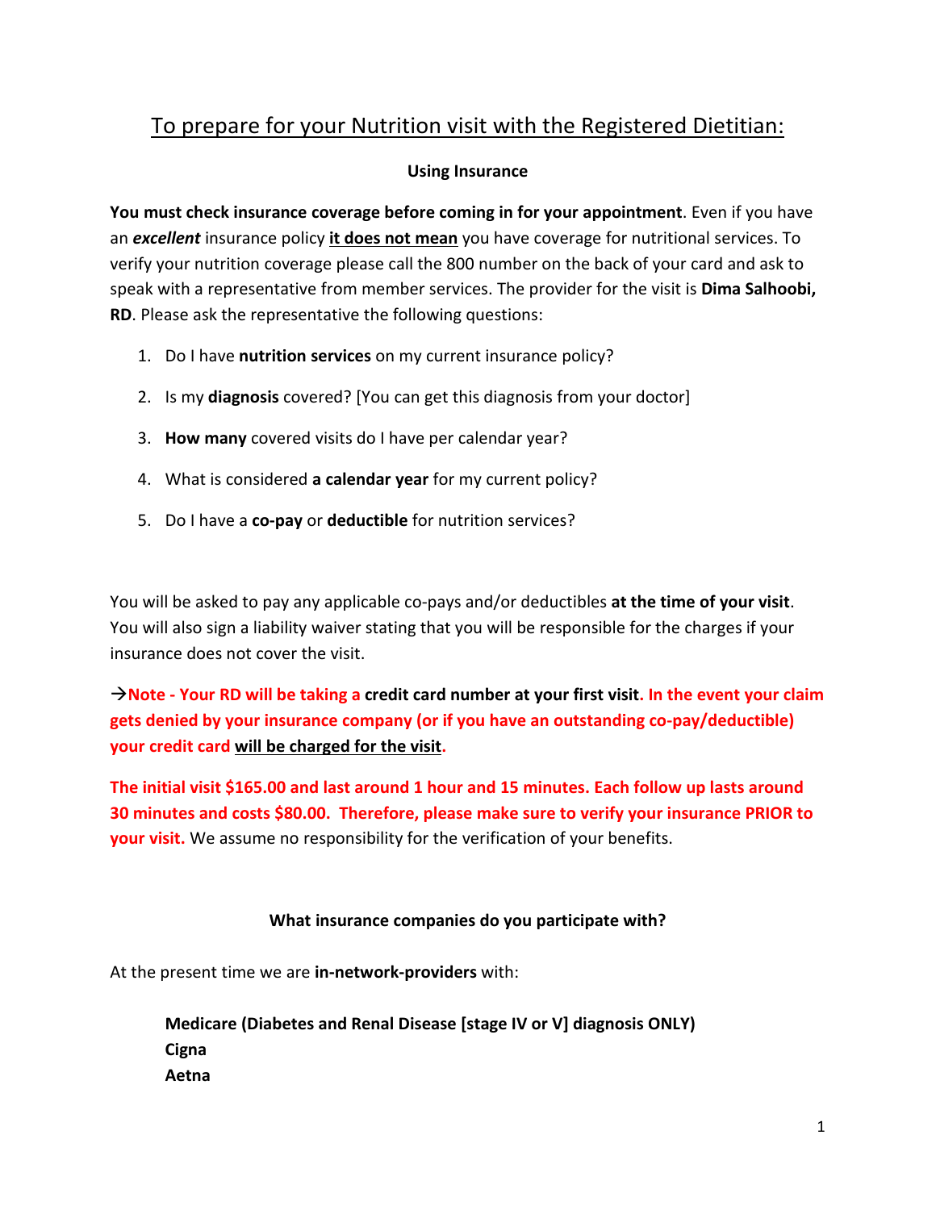# To prepare for your Nutrition visit with the Registered Dietitian:

## Using Insurance

**You must check insurance coverage before coming in for your appointment**. Even if you have an ***excellent*** insurance policy **it does not mean** you have coverage for nutritional services. To verify your nutrition coverage please call the 800 number on the back of your card and ask to speak with a representative from member services. The provider for the visit is **Dima Salhoobi, RD**. Please ask the representative the following questions:

1. Do I have **nutrition services** on my current insurance policy?
2. Is my **diagnosis** covered? [You can get this diagnosis from your doctor]
3. **How many** covered visits do I have per calendar year?
4. What is considered **a calendar year** for my current policy?
5. Do I have a **co-pay** or **deductible** for nutrition services?

You will be asked to pay any applicable co-pays and/or deductibles **at the time of your visit**. You will also sign a liability waiver stating that you will be responsible for the charges if your insurance does not cover the visit.

→**Note - Your RD will be taking a credit card number at your first visit. In the event your claim gets denied by your insurance company (or if you have an outstanding co-pay/deductible) your credit card will be charged for the visit.**

**The initial visit $165.00 and last around 1 hour and 15 minutes. Each follow up lasts around 30 minutes and costs $80.00. Therefore, please make sure to verify your insurance PRIOR to your visit.** We assume no responsibility for the verification of your benefits.

## What insurance companies do you participate with?

At the present time we are **in-network-providers** with:

**Medicare (Diabetes and Renal Disease [stage IV or V] diagnosis ONLY)**
**Cigna**
**Aetna**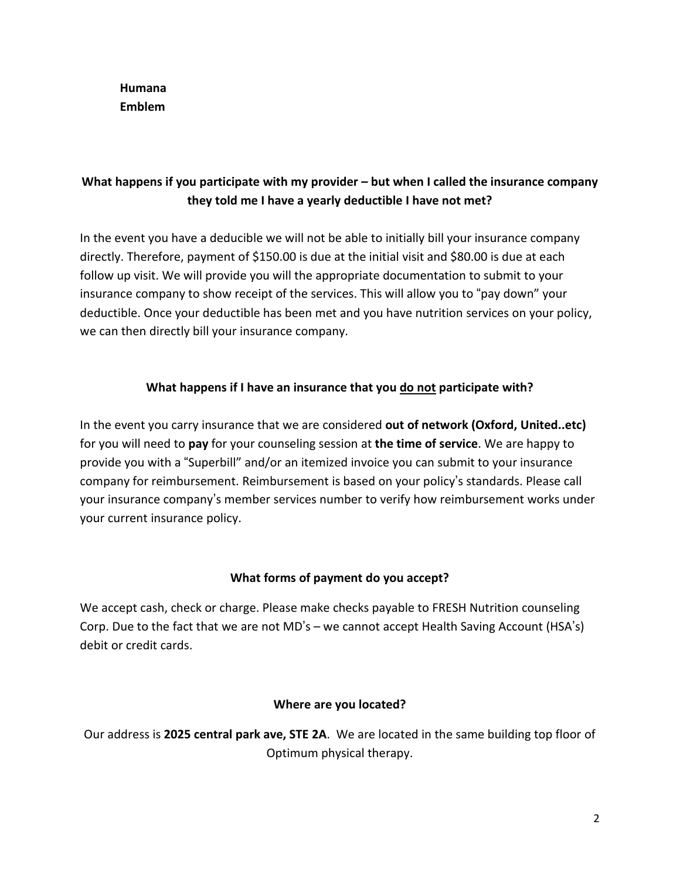**Humana**
**Emblem**

**What happens if you participate with my provider – but when I called the insurance company they told me I have a yearly deductible I have not met?**

In the event you have a deducible we will not be able to initially bill your insurance company directly. Therefore, payment of $150.00 is due at the initial visit and $80.00 is due at each follow up visit. We will provide you will the appropriate documentation to submit to your insurance company to show receipt of the services. This will allow you to "pay down" your deductible. Once your deductible has been met and you have nutrition services on your policy, we can then directly bill your insurance company.

**What happens if I have an insurance that you <u>do not</u> participate with?**

In the event you carry insurance that we are considered **out of network (Oxford, United..etc)** for you will need to **pay** for your counseling session at **the time of service**. We are happy to provide you with a "Superbill" and/or an itemized invoice you can submit to your insurance company for reimbursement. Reimbursement is based on your policy's standards. Please call your insurance company's member services number to verify how reimbursement works under your current insurance policy.

**What forms of payment do you accept?**

We accept cash, check or charge. Please make checks payable to FRESH Nutrition counseling Corp. Due to the fact that we are not MD's – we cannot accept Health Saving Account (HSA's) debit or credit cards.

**Where are you located?**

Our address is **2025 central park ave, STE 2A**. We are located in the same building top floor of Optimum physical therapy.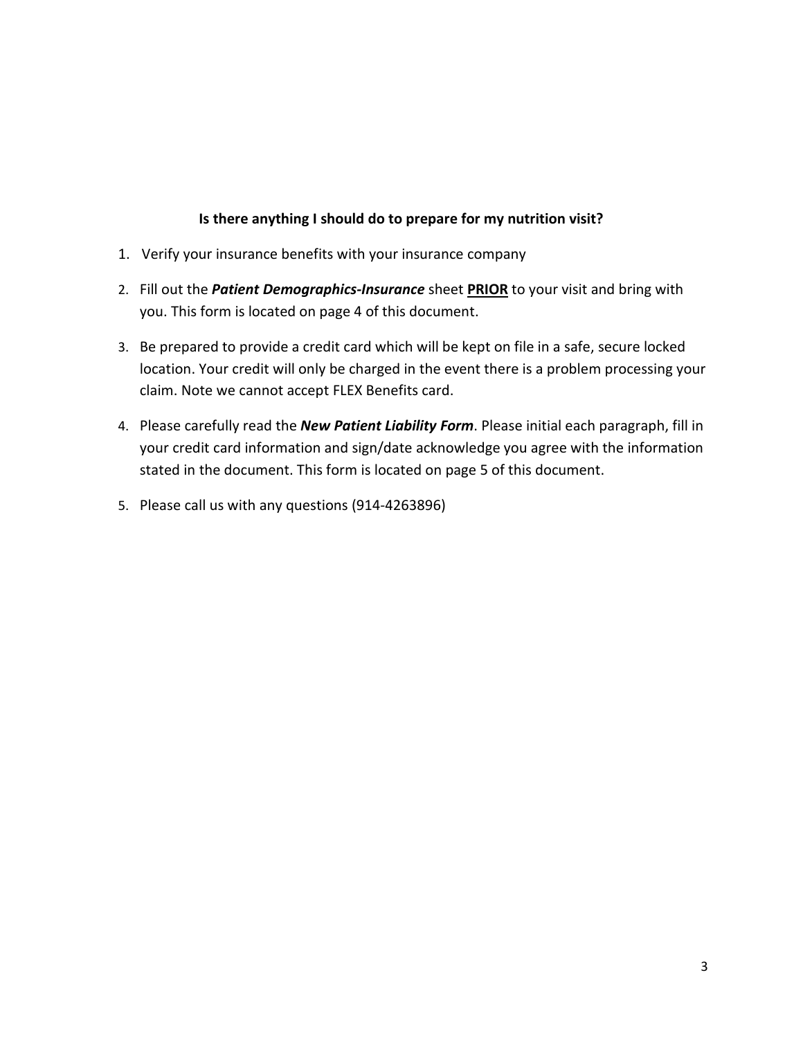**Is there anything I should do to prepare for my nutrition visit?**

1. Verify your insurance benefits with your insurance company
2. Fill out the ***Patient Demographics-Insurance*** sheet **PRIOR** to your visit and bring with you. This form is located on page 4 of this document.
3. Be prepared to provide a credit card which will be kept on file in a safe, secure locked location. Your credit will only be charged in the event there is a problem processing your claim. Note we cannot accept FLEX Benefits card.
4. Please carefully read the ***New Patient Liability Form***. Please initial each paragraph, fill in your credit card information and sign/date acknowledge you agree with the information stated in the document. This form is located on page 5 of this document.
5. Please call us with any questions (914-4263896)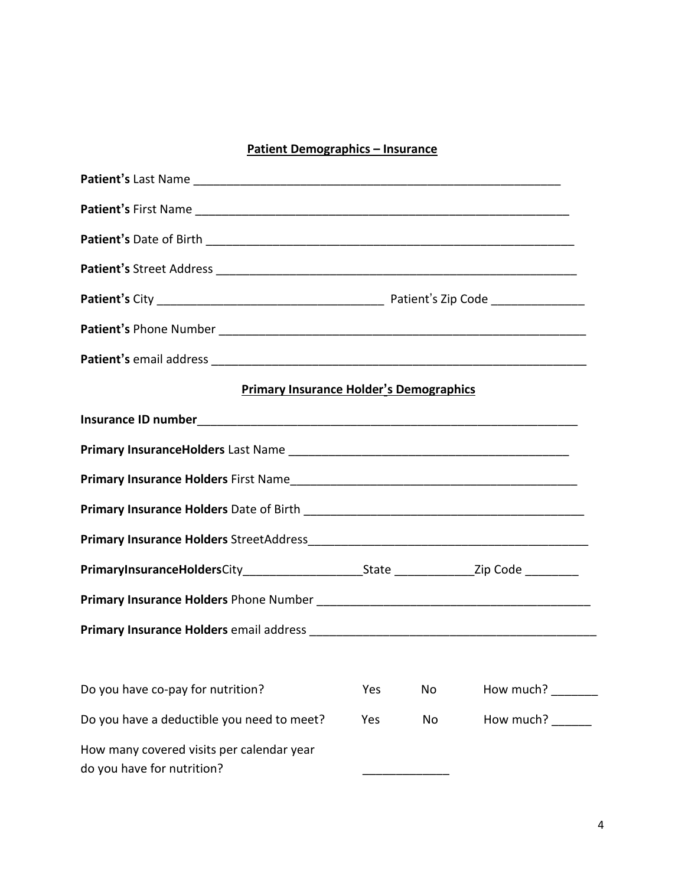## **Patient Demographics – Insurance**

**Patient's** Last Name ___________________________________________________________

**Patient's** First Name ___________________________________________________________

**Patient's** Date of Birth __________________________________________________________

**Patient's** Street Address _________________________________________________________

**Patient's** City __________________________________ Patient's Zip Code ______________

**Patient's** Phone Number _________________________________________________________

**Patient's** email address __________________________________________________________

## **Primary Insurance Holder's Demographics**

**Insurance ID number**______________________________________________________________

**Primary InsuranceHolders** Last Name ____________________________________________

**Primary Insurance Holders** First Name____________________________________________

**Primary Insurance Holders** Date of Birth __________________________________________

**Primary Insurance Holders** StreetAddress__________________________________________

**PrimaryInsuranceHolders**City__________________State ____________Zip Code ________

**Primary Insurance Holders** Phone Number _________________________________________

**Primary Insurance Holders** email address __________________________________________

| | | | |
|---|---|---|---|
| Do you have co-pay for nutrition? | Yes | No | How much? _______ |
| Do you have a deductible you need to meet? | Yes | No | How much? ______ |
| How many covered visits per calendar year do you have for nutrition? | _____________ | | |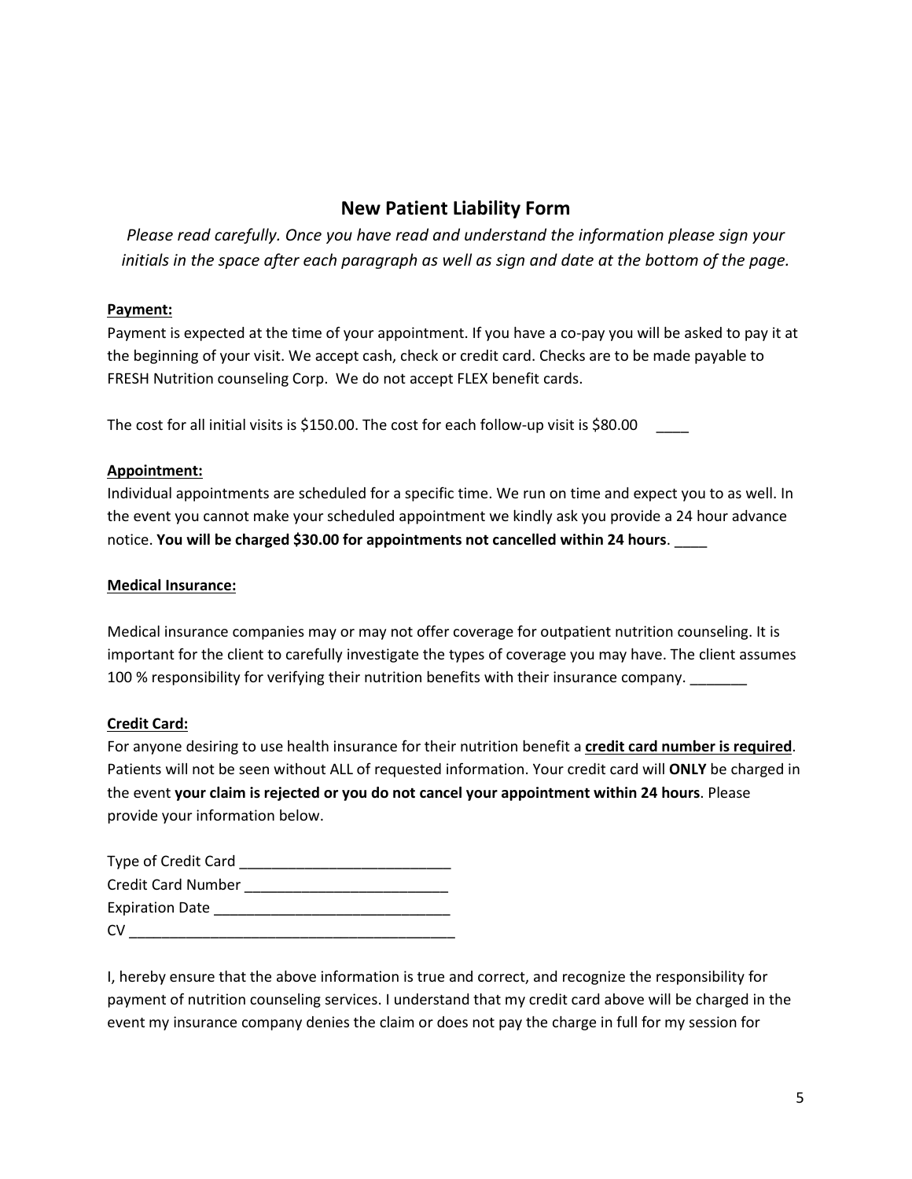## New Patient Liability Form

*Please read carefully. Once you have read and understand the information please sign your initials in the space after each paragraph as well as sign and date at the bottom of the page.*

**Payment:**

Payment is expected at the time of your appointment. If you have a co-pay you will be asked to pay it at the beginning of your visit. We accept cash, check or credit card. Checks are to be made payable to FRESH Nutrition counseling Corp. We do not accept FLEX benefit cards.

The cost for all initial visits is $150.00. The cost for each follow-up visit is $80.00 ____

**Appointment:**

Individual appointments are scheduled for a specific time. We run on time and expect you to as well. In the event you cannot make your scheduled appointment we kindly ask you provide a 24 hour advance notice. **You will be charged $30.00 for appointments not cancelled within 24 hours**. ____

**Medical Insurance:**

Medical insurance companies may or may not offer coverage for outpatient nutrition counseling. It is important for the client to carefully investigate the types of coverage you may have. The client assumes 100 % responsibility for verifying their nutrition benefits with their insurance company. _______

**Credit Card:**

For anyone desiring to use health insurance for their nutrition benefit a **credit card number is required**. Patients will not be seen without ALL of requested information. Your credit card will **ONLY** be charged in the event **your claim is rejected or you do not cancel your appointment within 24 hours**. Please provide your information below.

Type of Credit Card __________________________
Credit Card Number _________________________
Expiration Date _____________________________
CV ________________________________________

I, hereby ensure that the above information is true and correct, and recognize the responsibility for payment of nutrition counseling services. I understand that my credit card above will be charged in the event my insurance company denies the claim or does not pay the charge in full for my session for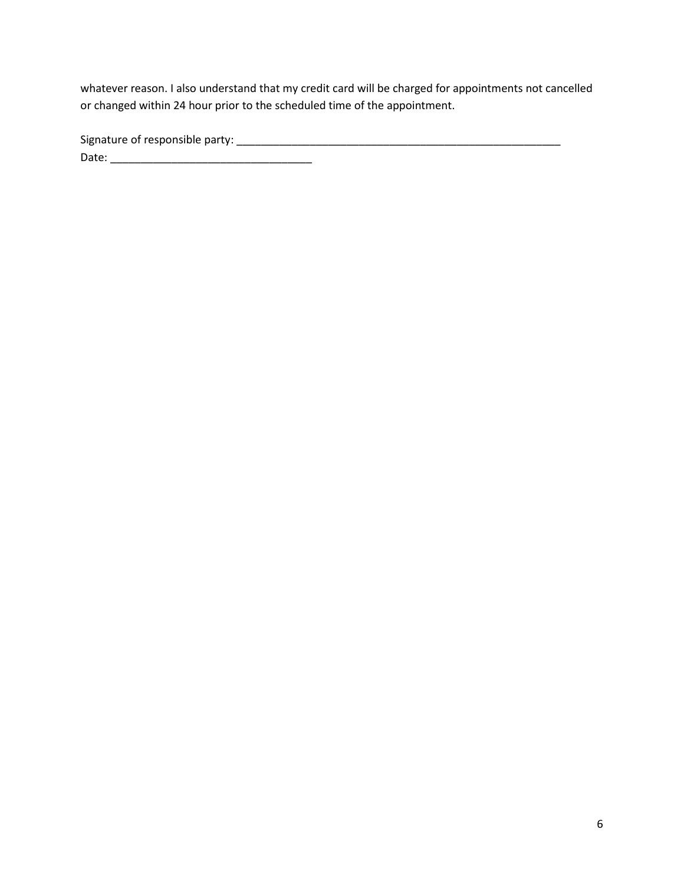whatever reason. I also understand that my credit card will be charged for appointments not cancelled or changed within 24 hour prior to the scheduled time of the appointment.

Signature of responsible party: ________________________________________________________
Date: _________________________________